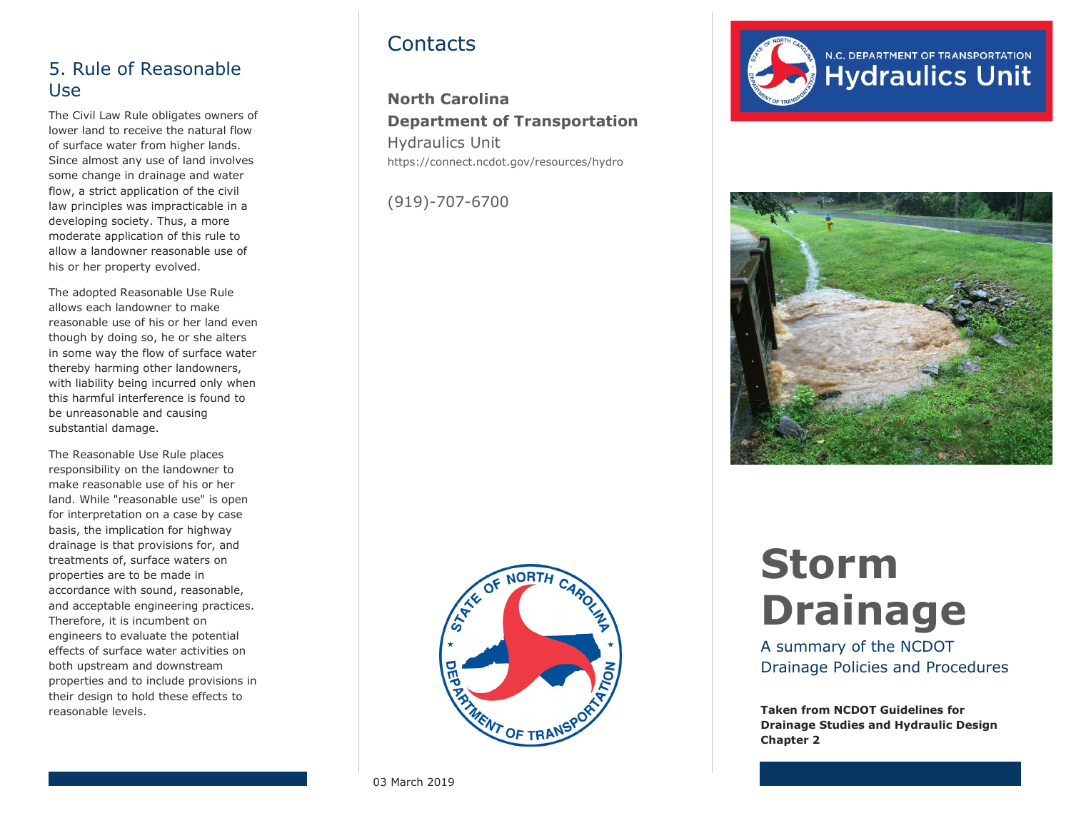## 5. Rule of Reasonable Use

The Civil Law Rule obligates owners of lower land to receive the natural flow of surface water from higher lands. Since almost any use of land involves some change in drainage and water flow, a strict application of the civil law principles was impracticable in a developing society. Thus, a more moderate application of this rule to allow a landowner reasonable use of his or her property evolved.

The adopted Reasonable Use Rule allows each landowner to make reasonable use of his or her land even though by doing so, he or she alters in some way the flow of surface water thereby harming other landowners, with liability being incurred only when this harmful interference is found to be unreasonable and causing substantial damage.

The Reasonable Use Rule places responsibility on the landowner to make reasonable use of his or her land. While "reasonable use" is open for interpretation on a case by case basis, the implication for highway drainage is that provisions for, and treatments of, surface waters on properties are to be made in accordance with sound, reasonable, and acceptable engineering practices. Therefore, it is incumbent on engineers to evaluate the potential effects of surface water activities on both upstream and downstream properties and to include provisions in their design to hold these effects to reasonable levels.

## Contacts

**North Carolina Department of Transportation**

Hydraulics Unit

https://connect.ncdot.gov/resources/hydro

(919)-707-6700

03 March 2019

N.C. DEPARTMENT OF TRANSPORTATION

Hydraulics Unit

# Storm Drainage

A summary of the NCDOT Drainage Policies and Procedures

**Taken from NCDOT Guidelines for Drainage Studies and Hydraulic Design Chapter 2**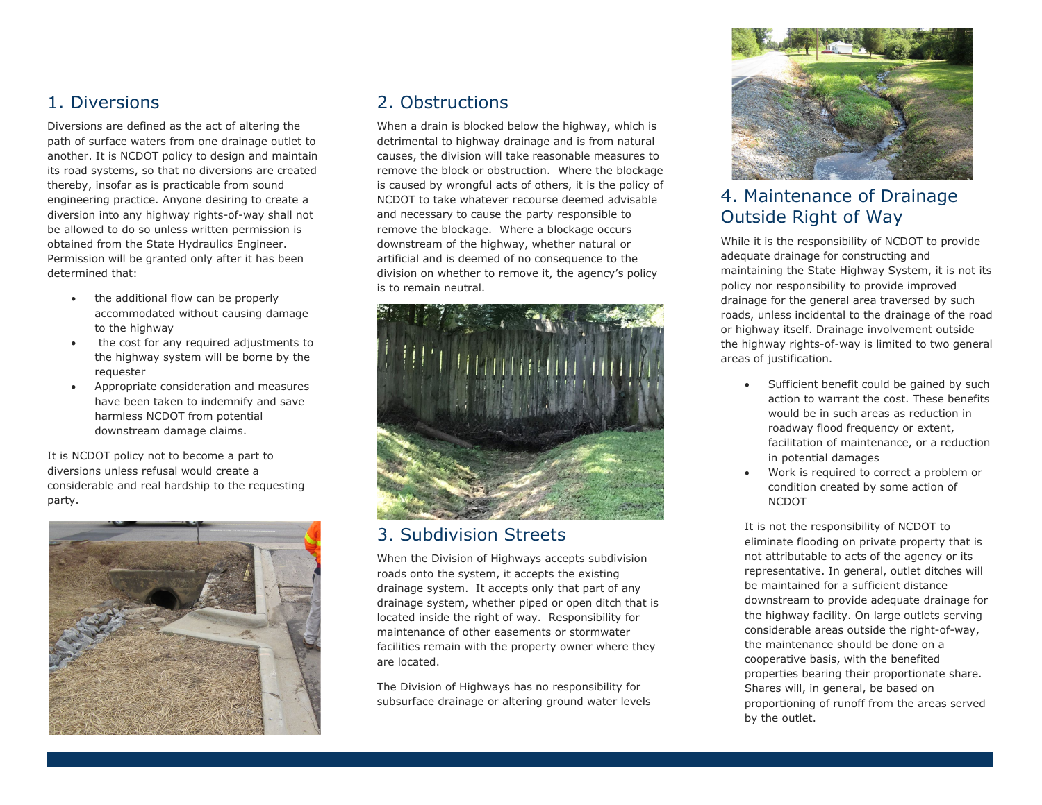## 1. Diversions

Diversions are defined as the act of altering the path of surface waters from one drainage outlet to another. It is NCDOT policy to design and maintain its road systems, so that no diversions are created thereby, insofar as is practicable from sound engineering practice. Anyone desiring to create a diversion into any highway rights-of-way shall not be allowed to do so unless written permission is obtained from the State Hydraulics Engineer. Permission will be granted only after it has been determined that:

- the additional flow can be properly accommodated without causing damage to the highway
- the cost for any required adjustments to the highway system will be borne by the requester
- Appropriate consideration and measures have been taken to indemnify and save harmless NCDOT from potential downstream damage claims.

It is NCDOT policy not to become a part to diversions unless refusal would create a considerable and real hardship to the requesting party.

## 2. Obstructions

When a drain is blocked below the highway, which is detrimental to highway drainage and is from natural causes, the division will take reasonable measures to remove the block or obstruction. Where the blockage is caused by wrongful acts of others, it is the policy of NCDOT to take whatever recourse deemed advisable and necessary to cause the party responsible to remove the blockage. Where a blockage occurs downstream of the highway, whether natural or artificial and is deemed of no consequence to the division on whether to remove it, the agency's policy is to remain neutral.

## 3. Subdivision Streets

When the Division of Highways accepts subdivision roads onto the system, it accepts the existing drainage system. It accepts only that part of any drainage system, whether piped or open ditch that is located inside the right of way. Responsibility for maintenance of other easements or stormwater facilities remain with the property owner where they are located.

The Division of Highways has no responsibility for subsurface drainage or altering ground water levels

## 4. Maintenance of Drainage Outside Right of Way

While it is the responsibility of NCDOT to provide adequate drainage for constructing and maintaining the State Highway System, it is not its policy nor responsibility to provide improved drainage for the general area traversed by such roads, unless incidental to the drainage of the road or highway itself. Drainage involvement outside the highway rights-of-way is limited to two general areas of justification.

- Sufficient benefit could be gained by such action to warrant the cost. These benefits would be in such areas as reduction in roadway flood frequency or extent, facilitation of maintenance, or a reduction in potential damages
- Work is required to correct a problem or condition created by some action of NCDOT

It is not the responsibility of NCDOT to eliminate flooding on private property that is not attributable to acts of the agency or its representative. In general, outlet ditches will be maintained for a sufficient distance downstream to provide adequate drainage for the highway facility. On large outlets serving considerable areas outside the right-of-way, the maintenance should be done on a cooperative basis, with the benefited properties bearing their proportionate share. Shares will, in general, be based on proportioning of runoff from the areas served by the outlet.